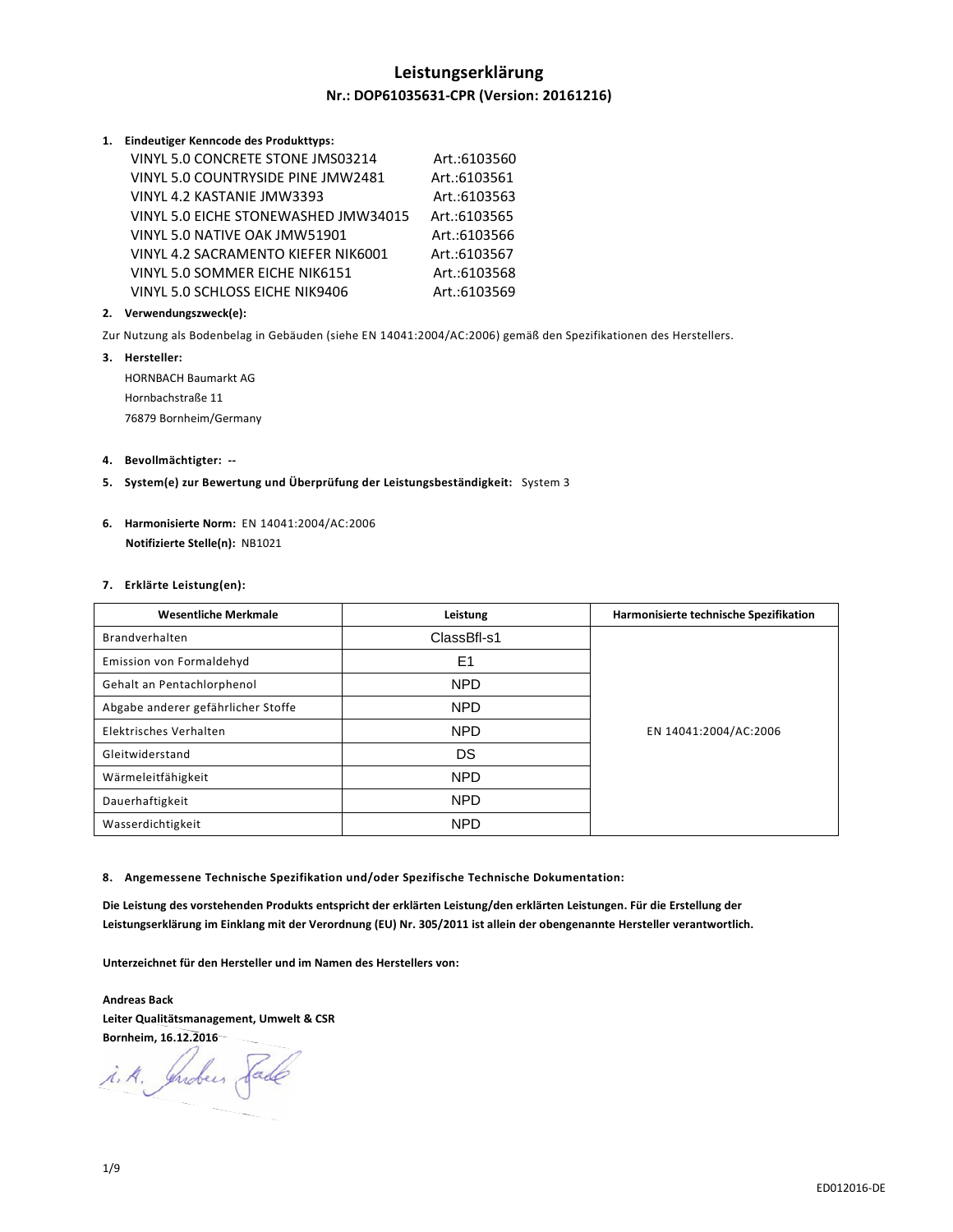# Leistungserklärung

## Nr.: DOP61035631-CPR (Version: 20161216)

**1. Eindeutiger Kenncode des Produkttyps:**

VINYL 5.0 CONCRETE STONE JMS03214 Art.:6103560
VINYL 5.0 COUNTRYSIDE PINE JMW2481 Art.:6103561
VINYL 4.2 KASTANIE JMW3393 Art.:6103563
VINYL 5.0 EICHE STONEWASHED JMW34015 Art.:6103565
VINYL 5.0 NATIVE OAK JMW51901 Art.:6103566
VINYL 4.2 SACRAMENTO KIEFER NIK6001 Art.:6103567
VINYL 5.0 SOMMER EICHE NIK6151 Art.:6103568
VINYL 5.0 SCHLOSS EICHE NIK9406 Art.:6103569

**2. Verwendungszweck(e):**

Zur Nutzung als Bodenbelag in Gebäuden (siehe EN 14041:2004/AC:2006) gemäß den Spezifikationen des Herstellers.

**3. Hersteller:**

HORNBACH Baumarkt AG
Hornbachstraße 11
76879 Bornheim/Germany

**4. Bevollmächtigter:** --

**5. System(e) zur Bewertung und Überprüfung der Leistungsbeständigkeit:** System 3

**6. Harmonisierte Norm:** EN 14041:2004/AC:2006
**Notifizierte Stelle(n):** NB1021

**7. Erklärte Leistung(en):**

| Wesentliche Merkmale | Leistung | Harmonisierte technische Spezifikation |
|---|---|---|
| Brandverhalten | ClassBfl-s1 | EN 14041:2004/AC:2006 |
| Emission von Formaldehyd | E1 | |
| Gehalt an Pentachlorphenol | NPD | |
| Abgabe anderer gefährlicher Stoffe | NPD | |
| Elektrisches Verhalten | NPD | |
| Gleitwiderstand | DS | |
| Wärmeleitfähigkeit | NPD | |
| Dauerhaftigkeit | NPD | |
| Wasserdichtigkeit | NPD | |

**8. Angemessene Technische Spezifikation und/oder Spezifische Technische Dokumentation:**

**Die Leistung des vorstehenden Produkts entspricht der erklärten Leistung/den erklärten Leistungen. Für die Erstellung der Leistungserklärung im Einklang mit der Verordnung (EU) Nr. 305/2011 ist allein der obengenannte Hersteller verantwortlich.**

**Unterzeichnet für den Hersteller und im Namen des Herstellers von:**

**Andreas Back**
**Leiter Qualitätsmanagement, Umwelt & CSR**
**Bornheim, 16.12.2016**

i. A. Andreas Back

ED012016-DE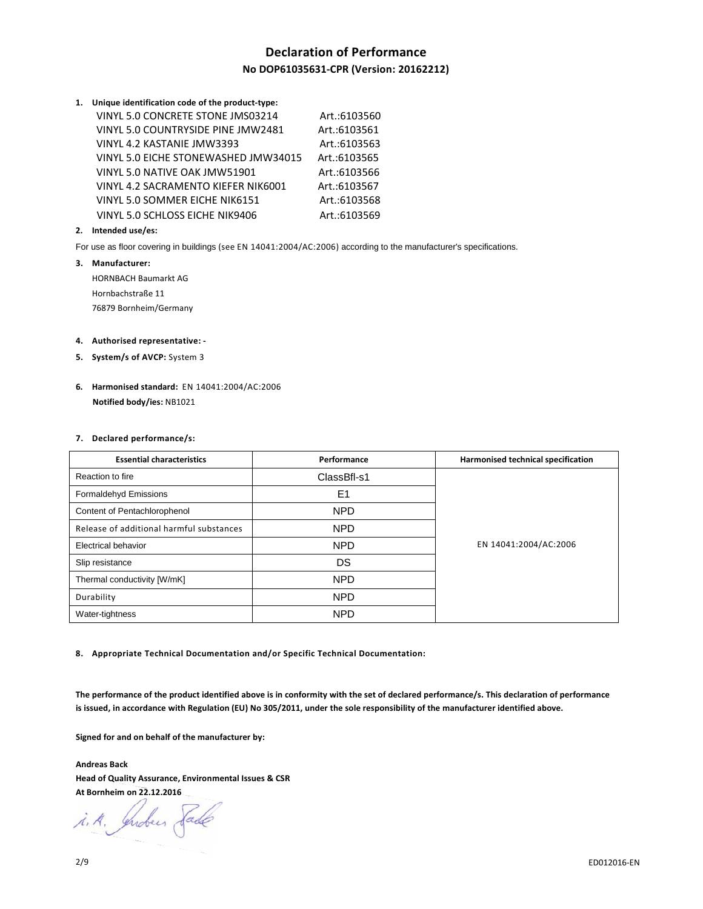# Declaration of Performance

## No DOP61035631-CPR (Version: 20162212)

1. **Unique identification code of the product-type:**

   VINYL 5.0 CONCRETE STONE JMS03214 Art.:6103560
   VINYL 5.0 COUNTRYSIDE PINE JMW2481 Art.:6103561
   VINYL 4.2 KASTANIE JMW3393 Art.:6103563
   VINYL 5.0 EICHE STONEWASHED JMW34015 Art.:6103565
   VINYL 5.0 NATIVE OAK JMW51901 Art.:6103566
   VINYL 4.2 SACRAMENTO KIEFER NIK6001 Art.:6103567
   VINYL 5.0 SOMMER EICHE NIK6151 Art.:6103568
   VINYL 5.0 SCHLOSS EICHE NIK9406 Art.:6103569

2. **Intended use/es:**

For use as floor covering in buildings (see EN 14041:2004/AC:2006) according to the manufacturer's specifications.

3. **Manufacturer:**

   HORNBACH Baumarkt AG
   Hornbachstraße 11
   76879 Bornheim/Germany

4. **Authorised representative:** -

5. **System/s of AVCP:** System 3

6. **Harmonised standard:** EN 14041:2004/AC:2006
   **Notified body/ies:** NB1021

7. **Declared performance/s:**

| Essential characteristics | Performance | Harmonised technical specification |
|---|---|---|
| Reaction to fire | ClassBfl-s1 | EN 14041:2004/AC:2006 |
| Formaldehyd Emissions | E1 | |
| Content of Pentachlorophenol | NPD | |
| Release of additional harmful substances | NPD | |
| Electrical behavior | NPD | |
| Slip resistance | DS | |
| Thermal conductivity [W/mK] | NPD | |
| Durability | NPD | |
| Water-tightness | NPD | |

8. **Appropriate Technical Documentation and/or Specific Technical Documentation:**

**The performance of the product identified above is in conformity with the set of declared performance/s. This declaration of performance is issued, in accordance with Regulation (EU) No 305/2011, under the sole responsibility of the manufacturer identified above.**

**Signed for and on behalf of the manufacturer by:**

**Andreas Back**
**Head of Quality Assurance, Environmental Issues & CSR**
**At Bornheim on 22.12.2016**

i. A. Andreas Back

ED012016-EN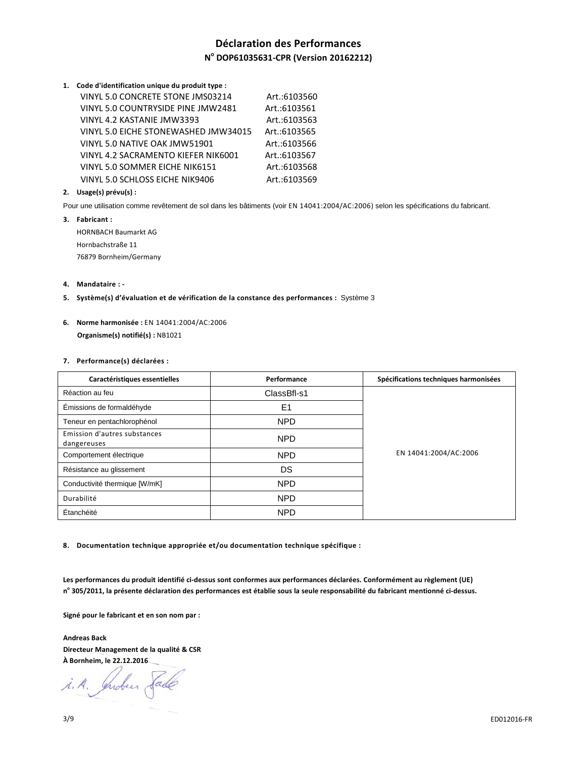# Déclaration des Performances

## N° DOP61035631-CPR (Version 20162212)

1. **Code d'identification unique du produit type :**

| | |
|---|---|
| VINYL 5.0 CONCRETE STONE JMS03214 | Art.:6103560 |
| VINYL 5.0 COUNTRYSIDE PINE JMW2481 | Art.:6103561 |
| VINYL 4.2 KASTANIE JMW3393 | Art.:6103563 |
| VINYL 5.0 EICHE STONEWASHED JMW34015 | Art.:6103565 |
| VINYL 5.0 NATIVE OAK JMW51901 | Art.:6103566 |
| VINYL 4.2 SACRAMENTO KIEFER NIK6001 | Art.:6103567 |
| VINYL 5.0 SOMMER EICHE NIK6151 | Art.:6103568 |
| VINYL 5.0 SCHLOSS EICHE NIK9406 | Art.:6103569 |

2. **Usage(s) prévu(s) :**

Pour une utilisation comme revêtement de sol dans les bâtiments (voir EN 14041:2004/AC:2006) selon les spécifications du fabricant.

3. **Fabricant :**

HORNBACH Baumarkt AG
Hornbachstraße 11
76879 Bornheim/Germany

4. **Mandataire : -**

5. **Système(s) d'évaluation et de vérification de la constance des performances :** Système 3

6. **Norme harmonisée :** EN 14041:2004/AC:2006

   **Organisme(s) notifié(s) :** NB1021

7. **Performance(s) déclarées :**

| Caractéristiques essentielles | Performance | Spécifications techniques harmonisées |
|---|---|---|
| Réaction au feu | ClassBfl-s1 | EN 14041:2004/AC:2006 |
| Émissions de formaldéhyde | E1 | |
| Teneur en pentachlorophénol | NPD | |
| Emission d'autres substances dangereuses | NPD | |
| Comportement électrique | NPD | |
| Résistance au glissement | DS | |
| Conductivité thermique [W/mK] | NPD | |
| Durabilité | NPD | |
| Étanchéité | NPD | |

8. **Documentation technique appropriée et/ou documentation technique spécifique :**

**Les performances du produit identifié ci-dessus sont conformes aux performances déclarées. Conformément au règlement (UE) n° 305/2011, la présente déclaration des performances est établie sous la seule responsabilité du fabricant mentionné ci-dessus.**

**Signé pour le fabricant et en son nom par :**

**Andreas Back**
**Directeur Management de la qualité & CSR**
**À Bornheim, le 22.12.2016**

i. A. Andreas Back

ED012016-FR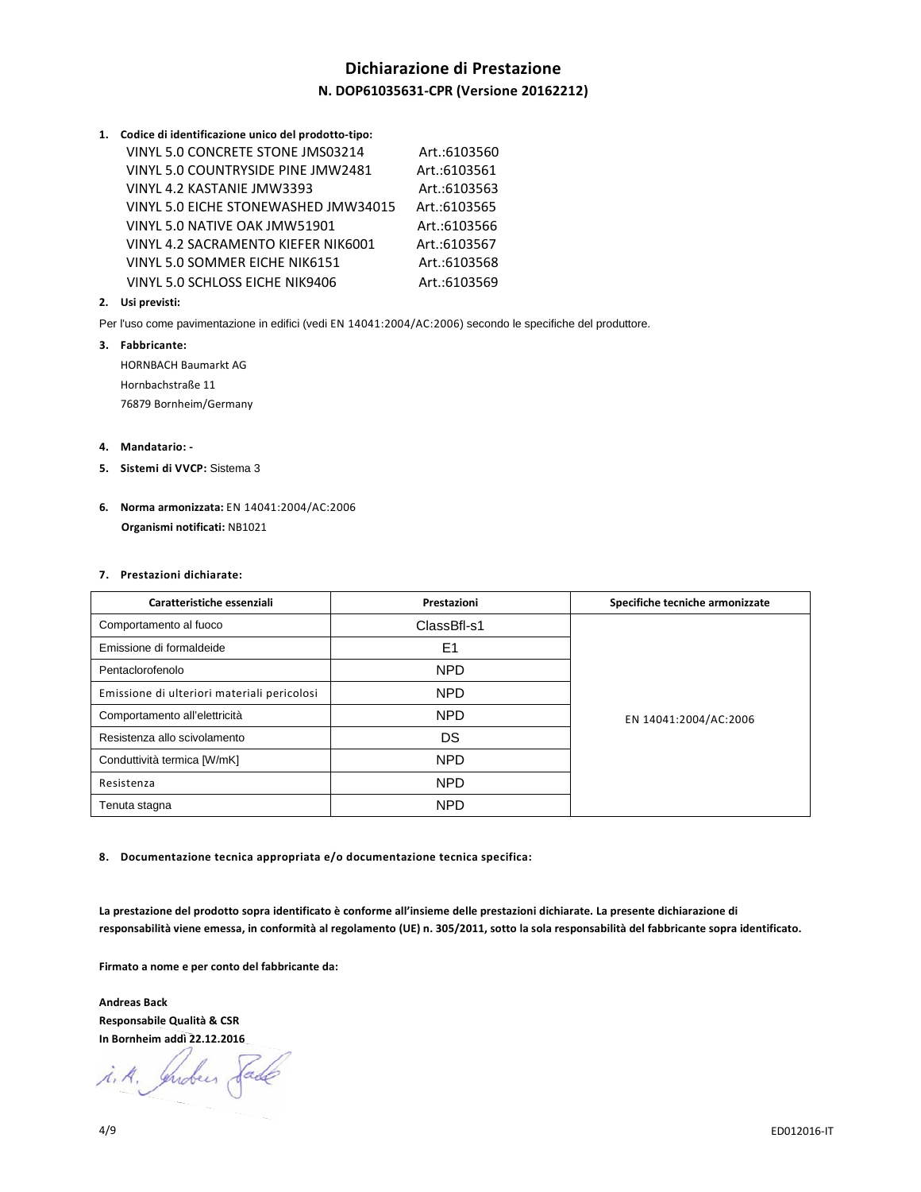# Dichiarazione di Prestazione

## N. DOP61035631-CPR (Versione 20162212)

1. **Codice di identificazione unico del prodotto-tipo:**

| | |
|---|---|
| VINYL 5.0 CONCRETE STONE JMS03214 | Art.:6103560 |
| VINYL 5.0 COUNTRYSIDE PINE JMW2481 | Art.:6103561 |
| VINYL 4.2 KASTANIE JMW3393 | Art.:6103563 |
| VINYL 5.0 EICHE STONEWASHED JMW34015 | Art.:6103565 |
| VINYL 5.0 NATIVE OAK JMW51901 | Art.:6103566 |
| VINYL 4.2 SACRAMENTO KIEFER NIK6001 | Art.:6103567 |
| VINYL 5.0 SOMMER EICHE NIK6151 | Art.:6103568 |
| VINYL 5.0 SCHLOSS EICHE NIK9406 | Art.:6103569 |

2. **Usi previsti:**

Per l'uso come pavimentazione in edifici (vedi EN 14041:2004/AC:2006) secondo le specifiche del produttore.

3. **Fabbricante:**

HORNBACH Baumarkt AG
Hornbachstraße 11
76879 Bornheim/Germany

4. **Mandatario:** -

5. **Sistemi di VVCP:** Sistema 3

6. **Norma armonizzata:** EN 14041:2004/AC:2006
**Organismi notificati:** NB1021

7. **Prestazioni dichiarate:**

| Caratteristiche essenziali | Prestazioni | Specifiche tecniche armonizzate |
|---|---|---|
| Comportamento al fuoco | ClassBfl-s1 | EN 14041:2004/AC:2006 |
| Emissione di formaldeide | E1 | |
| Pentaclorofenolo | NPD | |
| Emissione di ulteriori materiali pericolosi | NPD | |
| Comportamento all'elettricità | NPD | |
| Resistenza allo scivolamento | DS | |
| Conduttività termica [W/mK] | NPD | |
| Resistenza | NPD | |
| Tenuta stagna | NPD | |

8. **Documentazione tecnica appropriata e/o documentazione tecnica specifica:**

**La prestazione del prodotto sopra identificato è conforme all'insieme delle prestazioni dichiarate. La presente dichiarazione di responsabilità viene emessa, in conformità al regolamento (UE) n. 305/2011, sotto la sola responsabilità del fabbricante sopra identificato.**

**Firmato a nome e per conto del fabbricante da:**

**Andreas Back**
**Responsabile Qualità & CSR**
**In Bornheim addì 22.12.2016**

i. A. Andreas Back

ED012016-IT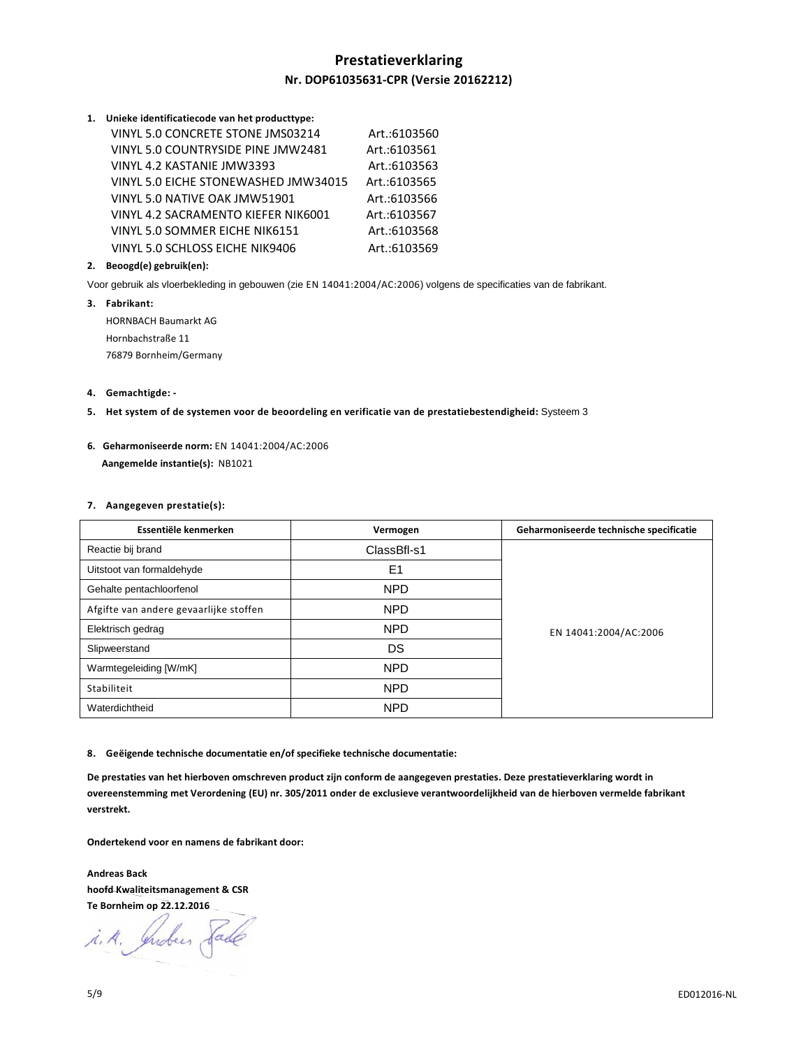# Prestatieverklaring

## Nr. DOP61035631-CPR (Versie 20162212)

**1. Unieke identificatiecode van het producttype:**

| | |
|---|---|
| VINYL 5.0 CONCRETE STONE JMS03214 | Art.:6103560 |
| VINYL 5.0 COUNTRYSIDE PINE JMW2481 | Art.:6103561 |
| VINYL 4.2 KASTANIE JMW3393 | Art.:6103563 |
| VINYL 5.0 EICHE STONEWASHED JMW34015 | Art.:6103565 |
| VINYL 5.0 NATIVE OAK JMW51901 | Art.:6103566 |
| VINYL 4.2 SACRAMENTO KIEFER NIK6001 | Art.:6103567 |
| VINYL 5.0 SOMMER EICHE NIK6151 | Art.:6103568 |
| VINYL 5.0 SCHLOSS EICHE NIK9406 | Art.:6103569 |

**2. Beoogd(e) gebruik(en):**

Voor gebruik als vloerbekleding in gebouwen (zie EN 14041:2004/AC:2006) volgens de specificaties van de fabrikant.

**3. Fabrikant:**

HORNBACH Baumarkt AG
Hornbachstraße 11
76879 Bornheim/Germany

**4. Gemachtigde:** -

**5. Het system of de systemen voor de beoordeling en verificatie van de prestatiebestendigheid:** Systeem 3

**6. Geharmoniseerde norm:** EN 14041:2004/AC:2006
**Aangemelde instantie(s):** NB1021

**7. Aangegeven prestatie(s):**

| Essentiële kenmerken | Vermogen | Geharmoniseerde technische specificatie |
|---|---|---|
| Reactie bij brand | ClassBfl-s1 | EN 14041:2004/AC:2006 |
| Uitstoot van formaldehyde | E1 | |
| Gehalte pentachloorfenol | NPD | |
| Afgifte van andere gevaarlijke stoffen | NPD | |
| Elektrisch gedrag | NPD | |
| Slipweerstand | DS | |
| Warmtegeleiding [W/mK] | NPD | |
| Stabiliteit | NPD | |
| Waterdichtheid | NPD | |

**8. Geëigende technische documentatie en/of specifieke technische documentatie:**

**De prestaties van het hierboven omschreven product zijn conform de aangegeven prestaties. Deze prestatieverklaring wordt in overeenstemming met Verordening (EU) nr. 305/2011 onder de exclusieve verantwoordelijkheid van de hierboven vermelde fabrikant verstrekt.**

**Ondertekend voor en namens de fabrikant door:**

**Andreas Back**
**hoofd Kwaliteitsmanagement & CSR**
**Te Bornheim op 22.12.2016**

i. A. Andreas Back

ED012016-NL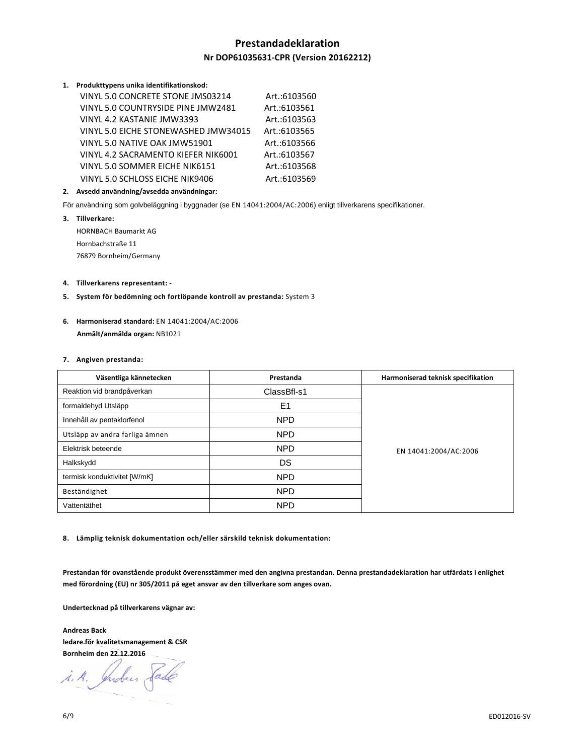# Prestandadeklaration

## Nr DOP61035631-CPR (Version 20162212)

**1. Produkttypens unika identifikationskod:**

| | |
|---|---|
| VINYL 5.0 CONCRETE STONE JMS03214 | Art.:6103560 |
| VINYL 5.0 COUNTRYSIDE PINE JMW2481 | Art.:6103561 |
| VINYL 4.2 KASTANIE JMW3393 | Art.:6103563 |
| VINYL 5.0 EICHE STONEWASHED JMW34015 | Art.:6103565 |
| VINYL 5.0 NATIVE OAK JMW51901 | Art.:6103566 |
| VINYL 4.2 SACRAMENTO KIEFER NIK6001 | Art.:6103567 |
| VINYL 5.0 SOMMER EICHE NIK6151 | Art.:6103568 |
| VINYL 5.0 SCHLOSS EICHE NIK9406 | Art.:6103569 |

**2. Avsedd användning/avsedda användningar:**

För användning som golvbeläggning i byggnader (se EN 14041:2004/AC:2006) enligt tillverkarens specifikationer.

**3. Tillverkare:**

HORNBACH Baumarkt AG
Hornbachstraße 11
76879 Bornheim/Germany

**4. Tillverkarens representant: -**

**5. System för bedömning och fortlöpande kontroll av prestanda:** System 3

**6. Harmoniserad standard:** EN 14041:2004/AC:2006
**Anmält/anmälda organ:** NB1021

**7. Angiven prestanda:**

| Väsentliga kännetecken | Prestanda | Harmoniserad teknisk specifikation |
|---|---|---|
| Reaktion vid brandpåverkan | ClassBfl-s1 | EN 14041:2004/AC:2006 |
| formaldehyd Utsläpp | E1 | |
| Innehåll av pentaklorfenol | NPD | |
| Utsläpp av andra farliga ämnen | NPD | |
| Elektrisk beteende | NPD | |
| Halkskydd | DS | |
| termisk konduktivitet [W/mK] | NPD | |
| Beständighet | NPD | |
| Vattentäthet | NPD | |

**8. Lämplig teknisk dokumentation och/eller särskild teknisk dokumentation:**

**Prestandan för ovanstående produkt överensstämmer med den angivna prestandan. Denna prestandadeklaration har utfärdats i enlighet med förordning (EU) nr 305/2011 på eget ansvar av den tillverkare som anges ovan.**

**Undertecknad på tillverkarens vägnar av:**

**Andreas Back**
**ledare för kvalitetsmanagement & CSR**
**Bornheim den 22.12.2016**

i. A. Andreas Back

ED012016-SV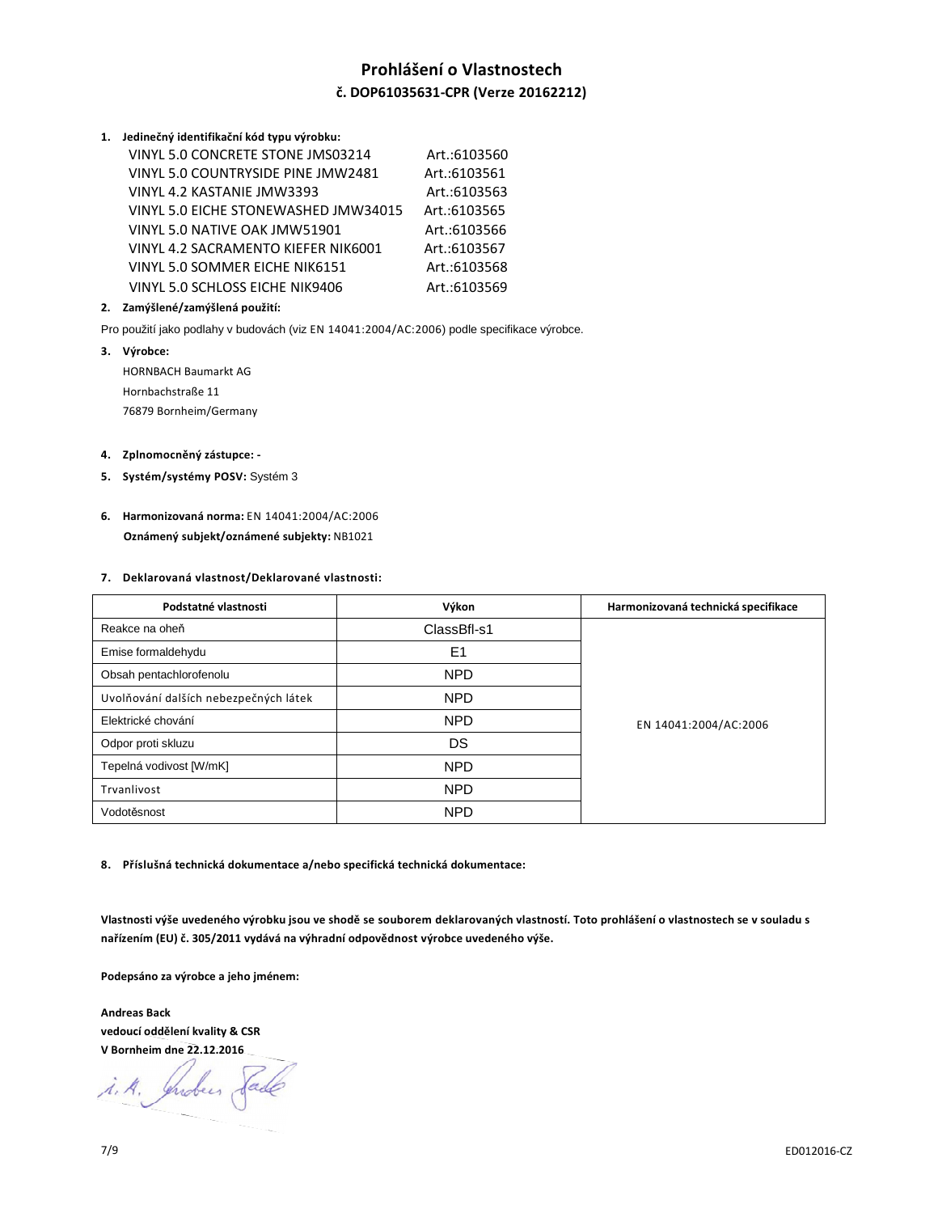# Prohlášení o Vlastnostech

## č. DOP61035631-CPR (Verze 20162212)

**1. Jedinečný identifikační kód typu výrobku:**

| | |
|---|---|
| VINYL 5.0 CONCRETE STONE JMS03214 | Art.:6103560 |
| VINYL 5.0 COUNTRYSIDE PINE JMW2481 | Art.:6103561 |
| VINYL 4.2 KASTANIE JMW3393 | Art.:6103563 |
| VINYL 5.0 EICHE STONEWASHED JMW34015 | Art.:6103565 |
| VINYL 5.0 NATIVE OAK JMW51901 | Art.:6103566 |
| VINYL 4.2 SACRAMENTO KIEFER NIK6001 | Art.:6103567 |
| VINYL 5.0 SOMMER EICHE NIK6151 | Art.:6103568 |
| VINYL 5.0 SCHLOSS EICHE NIK9406 | Art.:6103569 |

**2. Zamýšlené/zamýšlená použití:**

Pro použití jako podlahy v budovách (viz EN 14041:2004/AC:2006) podle specifikace výrobce.

**3. Výrobce:**

HORNBACH Baumarkt AG
Hornbachstraße 11
76879 Bornheim/Germany

**4. Zplnomocněný zástupce: -**

**5. Systém/systémy POSV:** Systém 3

**6. Harmonizovaná norma:** EN 14041:2004/AC:2006
**Oznámený subjekt/oznámené subjekty:** NB1021

**7. Deklarovaná vlastnost/Deklarované vlastnosti:**

| Podstatné vlastnosti | Výkon | Harmonizovaná technická specifikace |
|---|---|---|
| Reakce na oheň | ClassBfl-s1 | EN 14041:2004/AC:2006 |
| Emise formaldehydu | E1 | |
| Obsah pentachlorofenolu | NPD | |
| Uvolňování dalších nebezpečných látek | NPD | |
| Elektrické chování | NPD | |
| Odpor proti skluzu | DS | |
| Tepelná vodivost [W/mK] | NPD | |
| Trvanlivost | NPD | |
| Vodotěsnost | NPD | |

**8. Příslušná technická dokumentace a/nebo specifická technická dokumentace:**

**Vlastnosti výše uvedeného výrobku jsou ve shodě se souborem deklarovaných vlastností. Toto prohlášení o vlastnostech se v souladu s nařízením (EU) č. 305/2011 vydává na výhradní odpovědnost výrobce uvedeného výše.**

**Podepsáno za výrobce a jeho jménem:**

**Andreas Back**
**vedoucí oddělení kvality & CSR**
**V Bornheim dne 22.12.2016**

i. A. Andreas Back

ED012016-CZ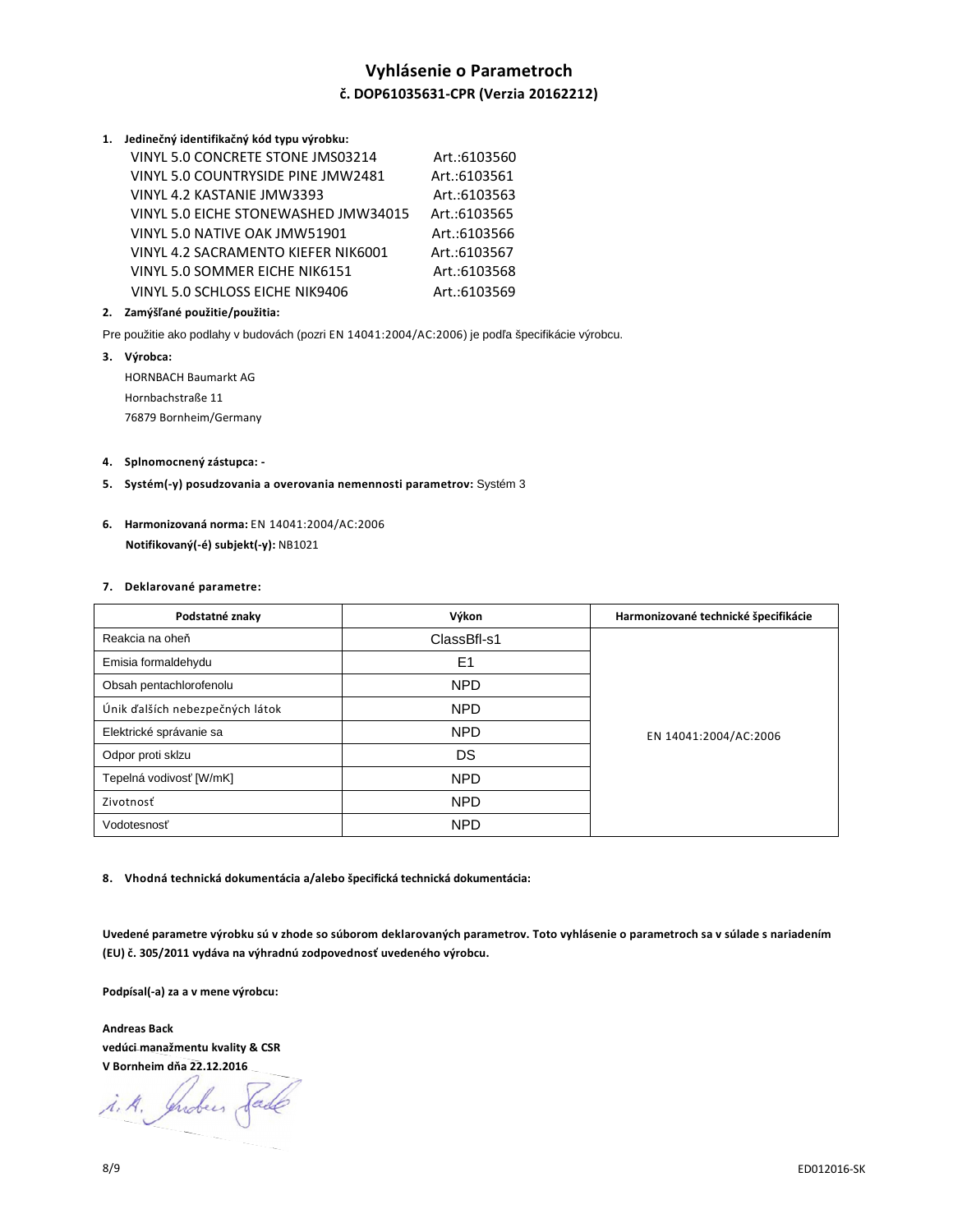# Vyhlásenie o Parametroch

## č. DOP61035631-CPR (Verzia 20162212)

**1. Jedinečný identifikačný kód typu výrobku:**

| | |
|---|---|
| VINYL 5.0 CONCRETE STONE JMS03214 | Art.:6103560 |
| VINYL 5.0 COUNTRYSIDE PINE JMW2481 | Art.:6103561 |
| VINYL 4.2 KASTANIE JMW3393 | Art.:6103563 |
| VINYL 5.0 EICHE STONEWASHED JMW34015 | Art.:6103565 |
| VINYL 5.0 NATIVE OAK JMW51901 | Art.:6103566 |
| VINYL 4.2 SACRAMENTO KIEFER NIK6001 | Art.:6103567 |
| VINYL 5.0 SOMMER EICHE NIK6151 | Art.:6103568 |
| VINYL 5.0 SCHLOSS EICHE NIK9406 | Art.:6103569 |

**2. Zamýšľané použitie/použitia:**

Pre použitie ako podlahy v budovách (pozri EN 14041:2004/AC:2006) je podľa špecifikácie výrobcu.

**3. Výrobca:**

HORNBACH Baumarkt AG
Hornbachstraße 11
76879 Bornheim/Germany

**4. Splnomocnený zástupca: -**

**5. Systém(-y) posudzovania a overovania nemennosti parametrov:** Systém 3

**6. Harmonizovaná norma:** EN 14041:2004/AC:2006

**Notifikovaný(-é) subjekt(-y):** NB1021

**7. Deklarované parametre:**

| Podstatné znaky | Výkon | Harmonizované technické špecifikácie |
|---|---|---|
| Reakcia na oheň | ClassBfl-s1 | EN 14041:2004/AC:2006 |
| Emisia formaldehydu | E1 | |
| Obsah pentachlorofenolu | NPD | |
| Únik ďalších nebezpečných látok | NPD | |
| Elektrické správanie sa | NPD | |
| Odpor proti sklzu | DS | |
| Tepelná vodivosť [W/mK] | NPD | |
| Zivotnosť | NPD | |
| Vodotesnosť | NPD | |

**8. Vhodná technická dokumentácia a/alebo špecifická technická dokumentácia:**

**Uvedené parametre výrobku sú v zhode so súborom deklarovaných parametrov. Toto vyhlásenie o parametroch sa v súlade s nariadením (EU) č. 305/2011 vydáva na výhradnú zodpovednosť uvedeného výrobcu.**

**Podpísal(-a) za a v mene výrobcu:**

**Andreas Back**
**vedúci manažmentu kvality & CSR**
**V Bornheim dňa 22.12.2016**

i. A. Andreas Back

ED012016-SK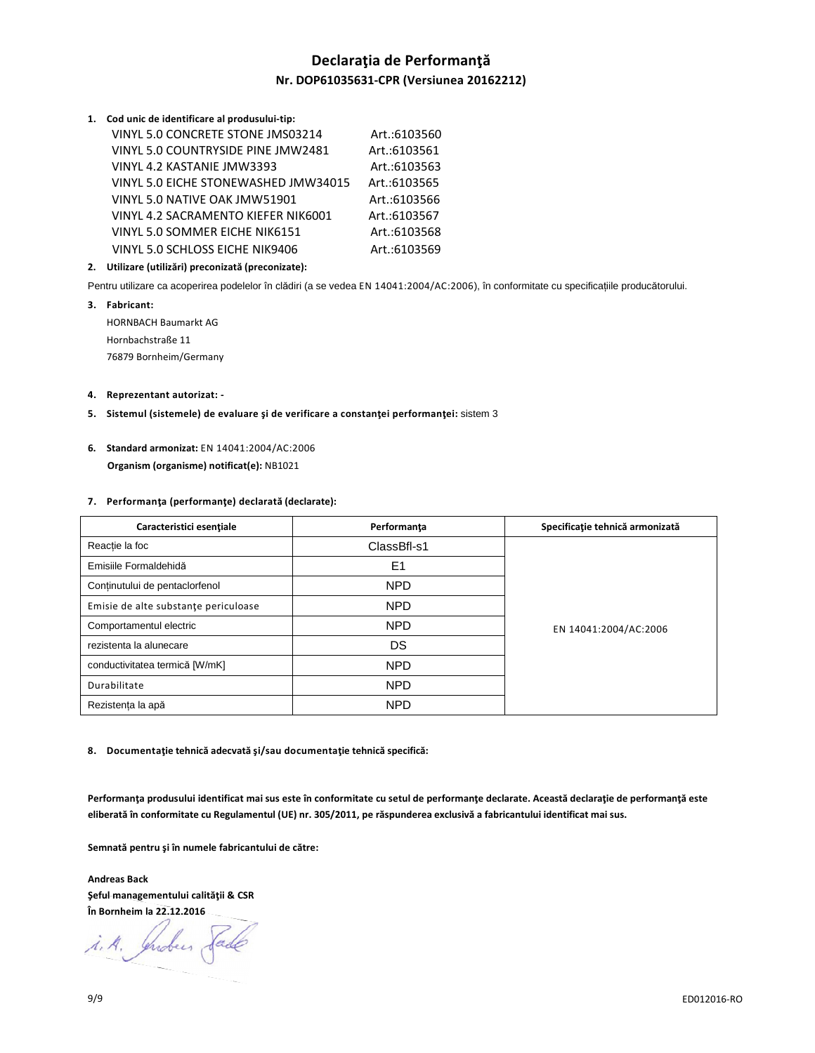# Declaraţia de Performanţă

## Nr. DOP61035631-CPR (Versiunea 20162212)

**1. Cod unic de identificare al produsului-tip:**

| | |
|---|---|
| VINYL 5.0 CONCRETE STONE JMS03214 | Art.:6103560 |
| VINYL 5.0 COUNTRYSIDE PINE JMW2481 | Art.:6103561 |
| VINYL 4.2 KASTANIE JMW3393 | Art.:6103563 |
| VINYL 5.0 EICHE STONEWASHED JMW34015 | Art.:6103565 |
| VINYL 5.0 NATIVE OAK JMW51901 | Art.:6103566 |
| VINYL 4.2 SACRAMENTO KIEFER NIK6001 | Art.:6103567 |
| VINYL 5.0 SOMMER EICHE NIK6151 | Art.:6103568 |
| VINYL 5.0 SCHLOSS EICHE NIK9406 | Art.:6103569 |

**2. Utilizare (utilizări) preconizată (preconizate):**

Pentru utilizare ca acoperirea podelelor în clădiri (a se vedea EN 14041:2004/AC:2006), în conformitate cu specificațiile producătorului.

**3. Fabricant:**

HORNBACH Baumarkt AG
Hornbachstraße 11
76879 Bornheim/Germany

**4. Reprezentant autorizat: -**

**5. Sistemul (sistemele) de evaluare şi de verificare a constanţei performanţei:** sistem 3

**6. Standard armonizat:** EN 14041:2004/AC:2006

**Organism (organisme) notificat(e):** NB1021

**7. Performanţa (performanţe) declarată (declarate):**

| Caracteristici esenţiale | Performanţa | Specificaţie tehnică armonizată |
|---|---|---|
| Reacție la foc | ClassBfl-s1 | EN 14041:2004/AC:2006 |
| Emisiile Formaldehidă | E1 | |
| Conținutului de pentaclorfenol | NPD | |
| Emisie de alte substanţe periculoase | NPD | |
| Comportamentul electric | NPD | |
| rezistenta la alunecare | DS | |
| conductivitatea termică [W/mK] | NPD | |
| Durabilitate | NPD | |
| Rezistența la apă | NPD | |

**8. Documentaţie tehnică adecvată şi/sau documentaţie tehnică specifică:**

**Performanţa produsului identificat mai sus este în conformitate cu setul de performanţe declarate. Această declaraţie de performanţă este eliberată în conformitate cu Regulamentul (UE) nr. 305/2011, pe răspunderea exclusivă a fabricantului identificat mai sus.**

**Semnată pentru şi în numele fabricantului de către:**

**Andreas Back**
**Şeful managementului calităţii & CSR**
**În Bornheim la 22.12.2016**

i. A. Andreas Back

ED012016-RO